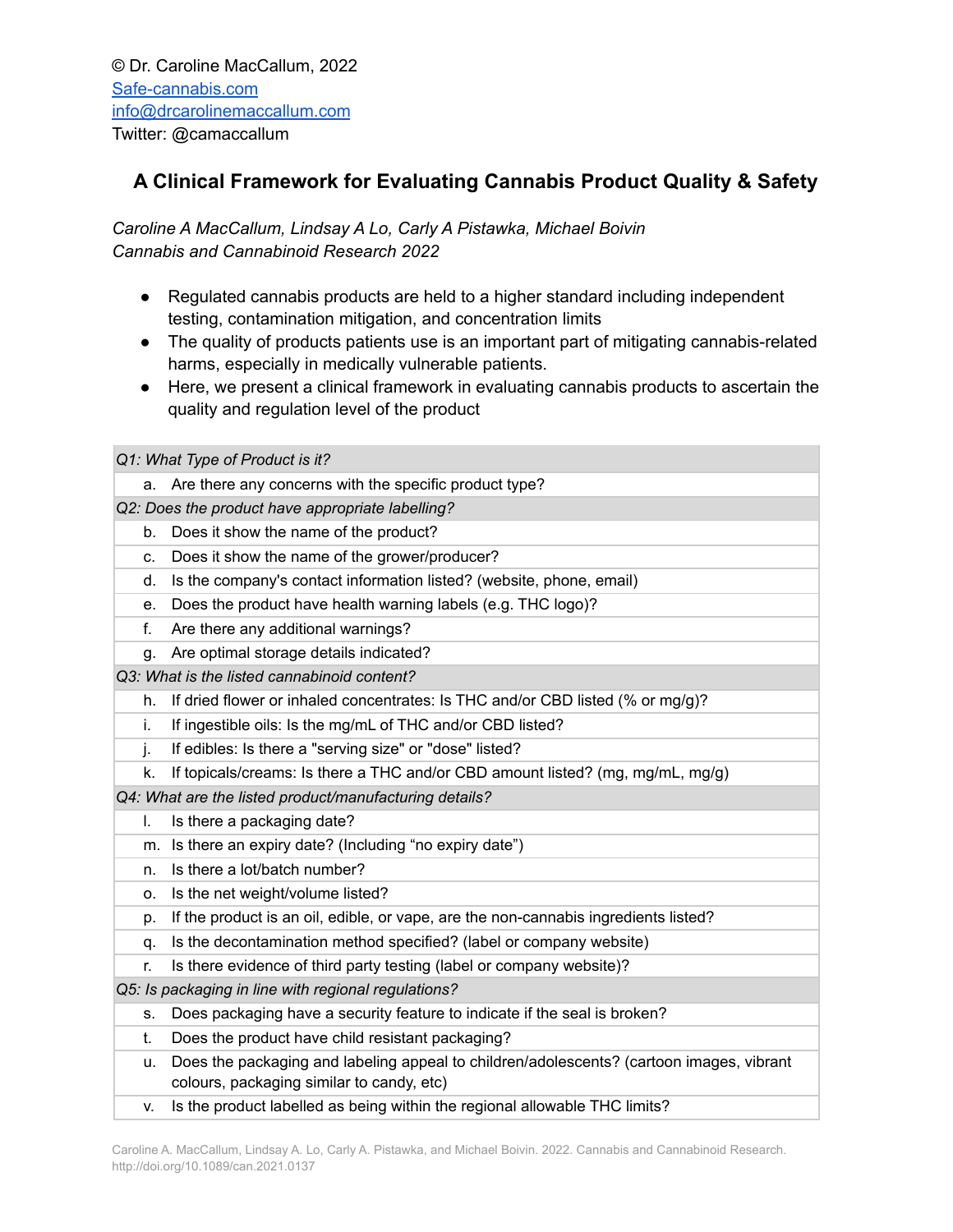© Dr. Caroline MacCallum, 2022
[Safe-cannabis.com](Safe-cannabis.com)
[info@drcarolinemaccallum.com](mailto:info@drcarolinemaccallum.com)
Twitter: @camaccallum

# A Clinical Framework for Evaluating Cannabis Product Quality & Safety

*Caroline A MacCallum, Lindsay A Lo, Carly A Pistawka, Michael Boivin*
*Cannabis and Cannabinoid Research 2022*

- Regulated cannabis products are held to a higher standard including independent testing, contamination mitigation, and concentration limits
- The quality of products patients use is an important part of mitigating cannabis-related harms, especially in medically vulnerable patients.
- Here, we present a clinical framework in evaluating cannabis products to ascertain the quality and regulation level of the product

| *Q1: What Type of Product is it?* | |
|---|---|
| a. | Are there any concerns with the specific product type? |
| *Q2: Does the product have appropriate labelling?* | |
| b. | Does it show the name of the product? |
| c. | Does it show the name of the grower/producer? |
| d. | Is the company's contact information listed? (website, phone, email) |
| e. | Does the product have health warning labels (e.g. THC logo)? |
| f. | Are there any additional warnings? |
| g. | Are optimal storage details indicated? |
| *Q3: What is the listed cannabinoid content?* | |
| h. | If dried flower or inhaled concentrates: Is THC and/or CBD listed (% or mg/g)? |
| i. | If ingestible oils: Is the mg/mL of THC and/or CBD listed? |
| j. | If edibles: Is there a "serving size" or "dose" listed? |
| k. | If topicals/creams: Is there a THC and/or CBD amount listed? (mg, mg/mL, mg/g) |
| *Q4: What are the listed product/manufacturing details?* | |
| l. | Is there a packaging date? |
| m. | Is there an expiry date? (Including "no expiry date") |
| n. | Is there a lot/batch number? |
| o. | Is the net weight/volume listed? |
| p. | If the product is an oil, edible, or vape, are the non-cannabis ingredients listed? |
| q. | Is the decontamination method specified? (label or company website) |
| r. | Is there evidence of third party testing (label or company website)? |
| *Q5: Is packaging in line with regional regulations?* | |
| s. | Does packaging have a security feature to indicate if the seal is broken? |
| t. | Does the product have child resistant packaging? |
| u. | Does the packaging and labeling appeal to children/adolescents? (cartoon images, vibrant colours, packaging similar to candy, etc) |
| v. | Is the product labelled as being within the regional allowable THC limits? |

Caroline A. MacCallum, Lindsay A. Lo, Carly A. Pistawka, and Michael Boivin. 2022. Cannabis and Cannabinoid Research. http://doi.org/10.1089/can.2021.0137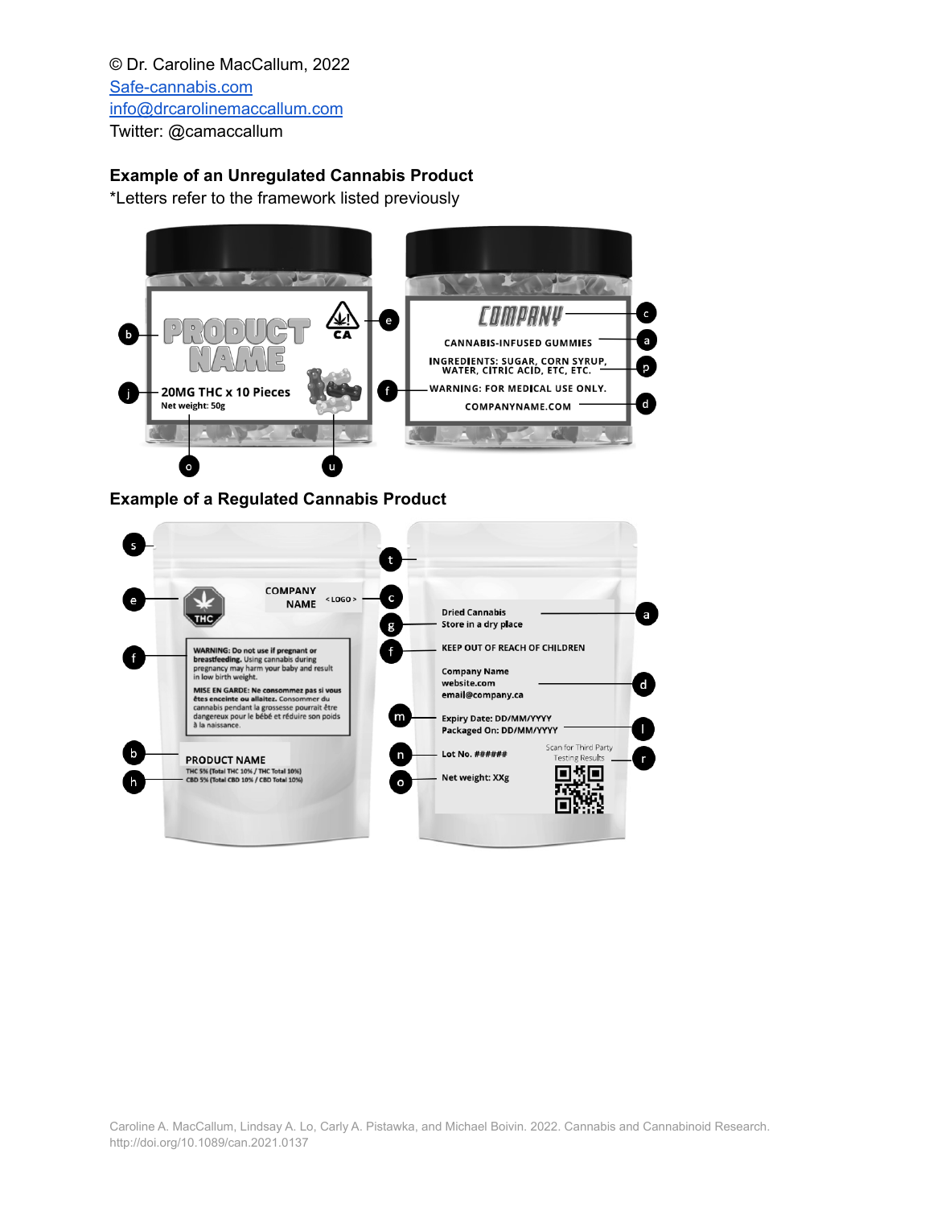© Dr. Caroline MacCallum, 2022
[Safe-cannabis.com](Safe-cannabis.com)
[info@drcarolinemaccallum.com](mailto:info@drcarolinemaccallum.com)
Twitter: @camaccallum

**Example of an Unregulated Cannabis Product**
*Letters refer to the framework listed previously

PRODUCT NAME
CA
20MG THC x 10 Pieces
Net weight: 50g

COMPANY
CANNABIS-INFUSED GUMMIES
INGREDIENTS: SUGAR, CORN SYRUP, WATER, CITRIC ACID, ETC, ETC.
WARNING: FOR MEDICAL USE ONLY.
COMPANYNAME.COM

b, j, o, u, e, f, c, a, p, d

**Example of a Regulated Cannabis Product**

COMPANY NAME <LOGO>
THC

**WARNING: Do not use if pregnant or breastfeeding.** Using cannabis during pregnancy may harm your baby and result in low birth weight.

**MISE EN GARDE: Ne consommez pas si vous êtes enceinte ou allaitez.** Consommer du cannabis pendant la grossesse pourrait être dangereux pour le bébé et réduire son poids à la naissance.

PRODUCT NAME
THC 5% (Total THC 10% / THC Total 10%)
CBD 5% (Total CBD 10% / CBD Total 10%)

Dried Cannabis
Store in a dry place

KEEP OUT OF REACH OF CHILDREN

Company Name
website.com
email@company.ca

Expiry Date: DD/MM/YYYY
Packaged On: DD/MM/YYYY

Lot No. ######

Net weight: XXg

Scan for Third Party Testing Results

s, e, f, b, h, t, c, g, f, m, n, o, a, d, l, r

Caroline A. MacCallum, Lindsay A. Lo, Carly A. Pistawka, and Michael Boivin. 2022. Cannabis and Cannabinoid Research. http://doi.org/10.1089/can.2021.0137